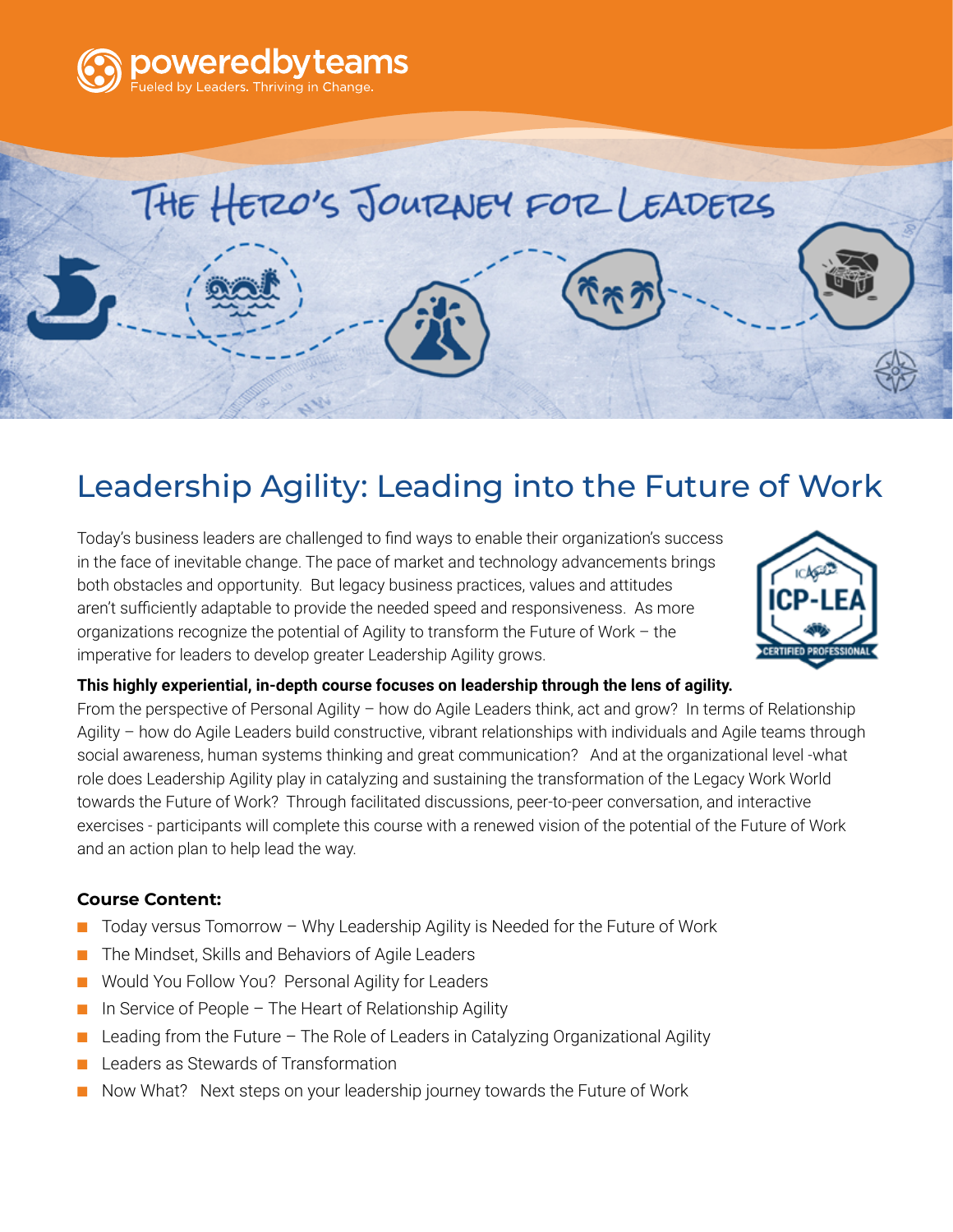poweredbyteams
Fueled by Leaders. Thriving in Change.

THE HERO'S JOURNEY FOR LEADERS

# Leadership Agility: Leading into the Future of Work

Today's business leaders are challenged to find ways to enable their organization's success in the face of inevitable change. The pace of market and technology advancements brings both obstacles and opportunity. But legacy business practices, values and attitudes aren't sufficiently adaptable to provide the needed speed and responsiveness. As more organizations recognize the potential of Agility to transform the Future of Work – the imperative for leaders to develop greater Leadership Agility grows.

**This highly experiential, in-depth course focuses on leadership through the lens of agility.** From the perspective of Personal Agility – how do Agile Leaders think, act and grow? In terms of Relationship Agility – how do Agile Leaders build constructive, vibrant relationships with individuals and Agile teams through social awareness, human systems thinking and great communication? And at the organizational level -what role does Leadership Agility play in catalyzing and sustaining the transformation of the Legacy Work World towards the Future of Work? Through facilitated discussions, peer-to-peer conversation, and interactive exercises - participants will complete this course with a renewed vision of the potential of the Future of Work and an action plan to help lead the way.

**Course Content:**

- Today versus Tomorrow – Why Leadership Agility is Needed for the Future of Work
- The Mindset, Skills and Behaviors of Agile Leaders
- Would You Follow You? Personal Agility for Leaders
- In Service of People – The Heart of Relationship Agility
- Leading from the Future – The Role of Leaders in Catalyzing Organizational Agility
- Leaders as Stewards of Transformation
- Now What? Next steps on your leadership journey towards the Future of Work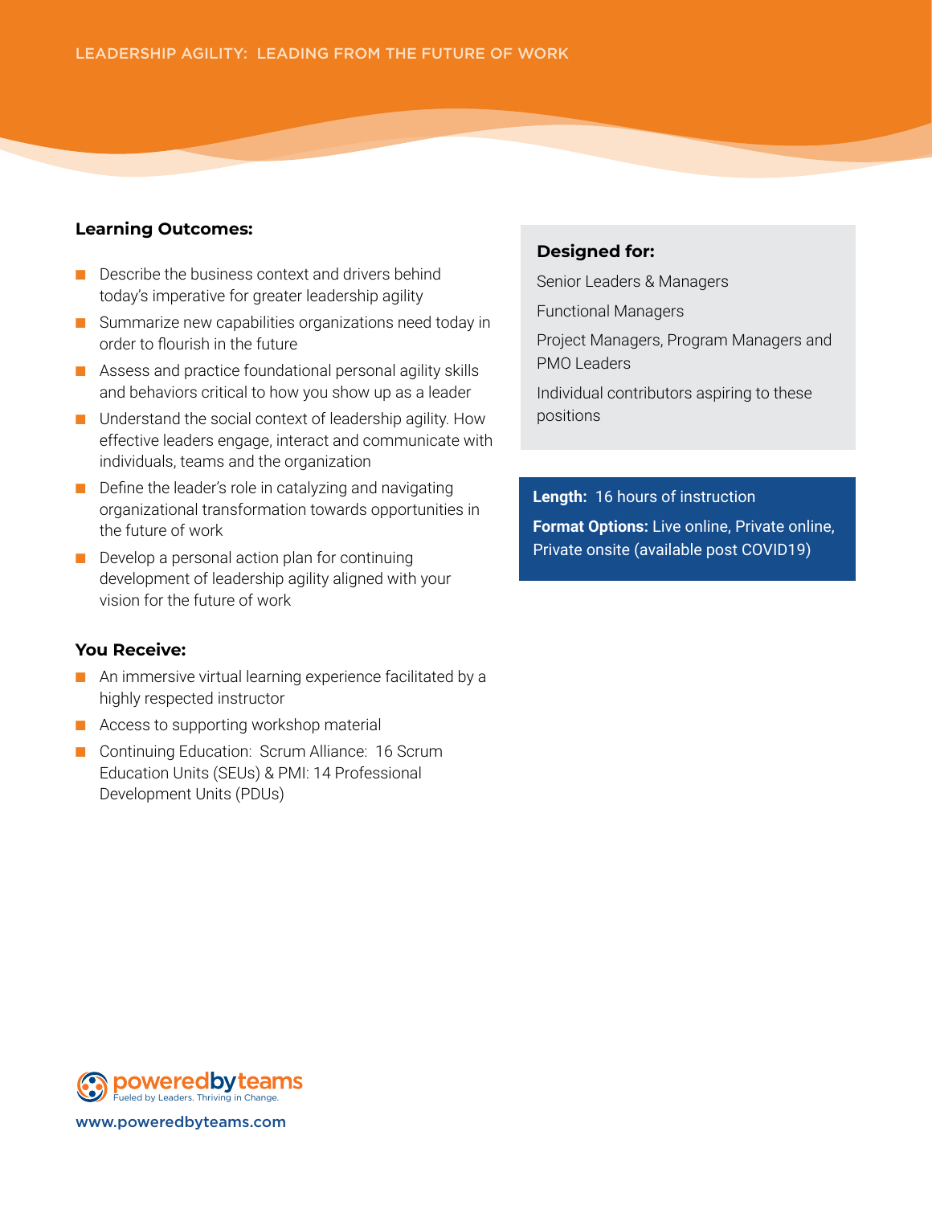## Learning Outcomes:

- Describe the business context and drivers behind today's imperative for greater leadership agility
- Summarize new capabilities organizations need today in order to flourish in the future
- Assess and practice foundational personal agility skills and behaviors critical to how you show up as a leader
- Understand the social context of leadership agility. How effective leaders engage, interact and communicate with individuals, teams and the organization
- Define the leader's role in catalyzing and navigating organizational transformation towards opportunities in the future of work
- Develop a personal action plan for continuing development of leadership agility aligned with your vision for the future of work

## You Receive:

- An immersive virtual learning experience facilitated by a highly respected instructor
- Access to supporting workshop material
- Continuing Education: Scrum Alliance: 16 Scrum Education Units (SEUs) & PMI: 14 Professional Development Units (PDUs)

## Designed for:

Senior Leaders & Managers

Functional Managers

Project Managers, Program Managers and PMO Leaders

Individual contributors aspiring to these positions

**Length:** 16 hours of instruction

**Format Options:** Live online, Private online, Private onsite (available post COVID19)

poweredbyteams
Fueled by Leaders. Thriving in Change.

www.poweredbyteams.com